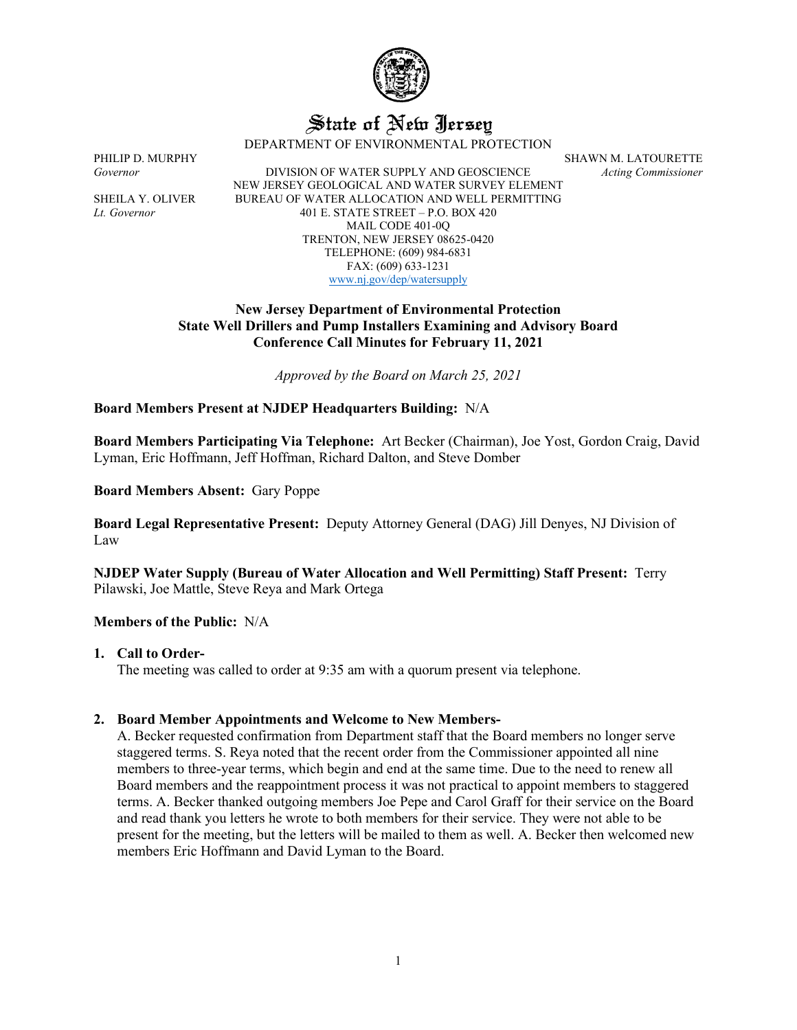# State of New Jersey

DEPARTMENT OF ENVIRONMENTAL PROTECTION

PHILIP D. MURPHY
*Governor*

SHEILA Y. OLIVER
*Lt. Governor*

DIVISION OF WATER SUPPLY AND GEOSCIENCE
NEW JERSEY GEOLOGICAL AND WATER SURVEY ELEMENT
BUREAU OF WATER ALLOCATION AND WELL PERMITTING
401 E. STATE STREET – P.O. BOX 420
MAIL CODE 401-0Q
TRENTON, NEW JERSEY 08625-0420
TELEPHONE: (609) 984-6831
FAX: (609) 633-1231
www.nj.gov/dep/watersupply

SHAWN M. LATOURETTE
*Acting Commissioner*

**New Jersey Department of Environmental Protection**
**State Well Drillers and Pump Installers Examining and Advisory Board**
**Conference Call Minutes for February 11, 2021**

*Approved by the Board on March 25, 2021*

**Board Members Present at NJDEP Headquarters Building:** N/A

**Board Members Participating Via Telephone:** Art Becker (Chairman), Joe Yost, Gordon Craig, David Lyman, Eric Hoffmann, Jeff Hoffman, Richard Dalton, and Steve Domber

**Board Members Absent:** Gary Poppe

**Board Legal Representative Present:** Deputy Attorney General (DAG) Jill Denyes, NJ Division of Law

**NJDEP Water Supply (Bureau of Water Allocation and Well Permitting) Staff Present:** Terry Pilawski, Joe Mattle, Steve Reya and Mark Ortega

**Members of the Public:** N/A

1. **Call to Order-**
   The meeting was called to order at 9:35 am with a quorum present via telephone.

2. **Board Member Appointments and Welcome to New Members-**
   A. Becker requested confirmation from Department staff that the Board members no longer serve staggered terms. S. Reya noted that the recent order from the Commissioner appointed all nine members to three-year terms, which begin and end at the same time. Due to the need to renew all Board members and the reappointment process it was not practical to appoint members to staggered terms. A. Becker thanked outgoing members Joe Pepe and Carol Graff for their service on the Board and read thank you letters he wrote to both members for their service. They were not able to be present for the meeting, but the letters will be mailed to them as well. A. Becker then welcomed new members Eric Hoffmann and David Lyman to the Board.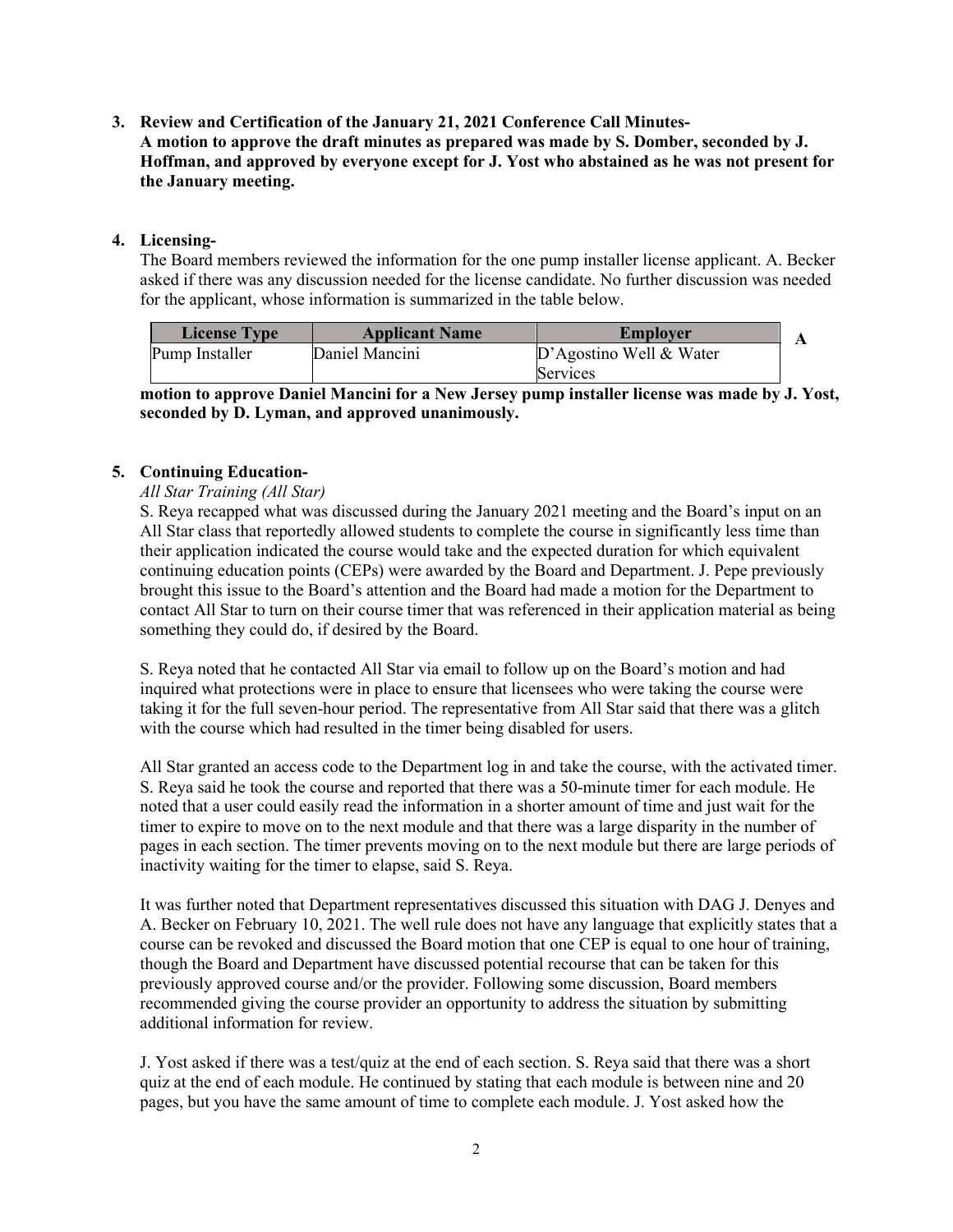**3. Review and Certification of the January 21, 2021 Conference Call Minutes-**
**A motion to approve the draft minutes as prepared was made by S. Domber, seconded by J. Hoffman, and approved by everyone except for J. Yost who abstained as he was not present for the January meeting.**

**4. Licensing-**
The Board members reviewed the information for the one pump installer license applicant. A. Becker asked if there was any discussion needed for the license candidate. No further discussion was needed for the applicant, whose information is summarized in the table below.

| License Type | Applicant Name | Employer |
|---|---|---|
| Pump Installer | Daniel Mancini | D'Agostino Well & Water Services |

**A motion to approve Daniel Mancini for a New Jersey pump installer license was made by J. Yost, seconded by D. Lyman, and approved unanimously.**

**5. Continuing Education-**
*All Star Training (All Star)*
S. Reya recapped what was discussed during the January 2021 meeting and the Board's input on an All Star class that reportedly allowed students to complete the course in significantly less time than their application indicated the course would take and the expected duration for which equivalent continuing education points (CEPs) were awarded by the Board and Department. J. Pepe previously brought this issue to the Board's attention and the Board had made a motion for the Department to contact All Star to turn on their course timer that was referenced in their application material as being something they could do, if desired by the Board.

S. Reya noted that he contacted All Star via email to follow up on the Board's motion and had inquired what protections were in place to ensure that licensees who were taking the course were taking it for the full seven-hour period. The representative from All Star said that there was a glitch with the course which had resulted in the timer being disabled for users.

All Star granted an access code to the Department log in and take the course, with the activated timer. S. Reya said he took the course and reported that there was a 50-minute timer for each module. He noted that a user could easily read the information in a shorter amount of time and just wait for the timer to expire to move on to the next module and that there was a large disparity in the number of pages in each section. The timer prevents moving on to the next module but there are large periods of inactivity waiting for the timer to elapse, said S. Reya.

It was further noted that Department representatives discussed this situation with DAG J. Denyes and A. Becker on February 10, 2021. The well rule does not have any language that explicitly states that a course can be revoked and discussed the Board motion that one CEP is equal to one hour of training, though the Board and Department have discussed potential recourse that can be taken for this previously approved course and/or the provider. Following some discussion, Board members recommended giving the course provider an opportunity to address the situation by submitting additional information for review.

J. Yost asked if there was a test/quiz at the end of each section. S. Reya said that there was a short quiz at the end of each module. He continued by stating that each module is between nine and 20 pages, but you have the same amount of time to complete each module. J. Yost asked how the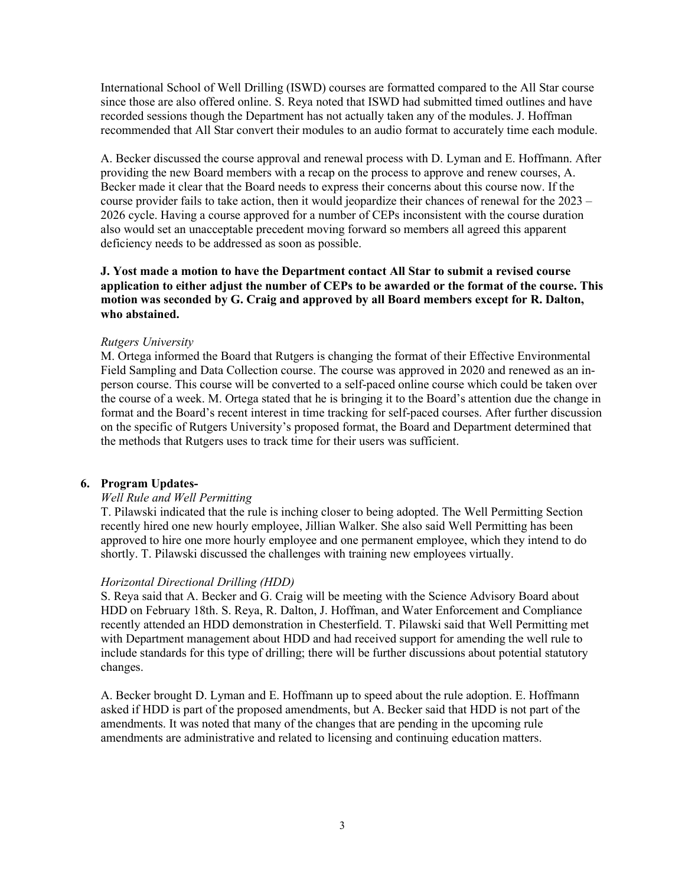International School of Well Drilling (ISWD) courses are formatted compared to the All Star course since those are also offered online. S. Reya noted that ISWD had submitted timed outlines and have recorded sessions though the Department has not actually taken any of the modules. J. Hoffman recommended that All Star convert their modules to an audio format to accurately time each module.

A. Becker discussed the course approval and renewal process with D. Lyman and E. Hoffmann. After providing the new Board members with a recap on the process to approve and renew courses, A. Becker made it clear that the Board needs to express their concerns about this course now. If the course provider fails to take action, then it would jeopardize their chances of renewal for the 2023 – 2026 cycle. Having a course approved for a number of CEPs inconsistent with the course duration also would set an unacceptable precedent moving forward so members all agreed this apparent deficiency needs to be addressed as soon as possible.

**J. Yost made a motion to have the Department contact All Star to submit a revised course application to either adjust the number of CEPs to be awarded or the format of the course. This motion was seconded by G. Craig and approved by all Board members except for R. Dalton, who abstained.**

*Rutgers University*

M. Ortega informed the Board that Rutgers is changing the format of their Effective Environmental Field Sampling and Data Collection course. The course was approved in 2020 and renewed as an in-person course. This course will be converted to a self-paced online course which could be taken over the course of a week. M. Ortega stated that he is bringing it to the Board's attention due the change in format and the Board's recent interest in time tracking for self-paced courses. After further discussion on the specific of Rutgers University's proposed format, the Board and Department determined that the methods that Rutgers uses to track time for their users was sufficient.

**6. Program Updates-**

*Well Rule and Well Permitting*

T. Pilawski indicated that the rule is inching closer to being adopted. The Well Permitting Section recently hired one new hourly employee, Jillian Walker. She also said Well Permitting has been approved to hire one more hourly employee and one permanent employee, which they intend to do shortly. T. Pilawski discussed the challenges with training new employees virtually.

*Horizontal Directional Drilling (HDD)*

S. Reya said that A. Becker and G. Craig will be meeting with the Science Advisory Board about HDD on February 18th. S. Reya, R. Dalton, J. Hoffman, and Water Enforcement and Compliance recently attended an HDD demonstration in Chesterfield. T. Pilawski said that Well Permitting met with Department management about HDD and had received support for amending the well rule to include standards for this type of drilling; there will be further discussions about potential statutory changes.

A. Becker brought D. Lyman and E. Hoffmann up to speed about the rule adoption. E. Hoffmann asked if HDD is part of the proposed amendments, but A. Becker said that HDD is not part of the amendments. It was noted that many of the changes that are pending in the upcoming rule amendments are administrative and related to licensing and continuing education matters.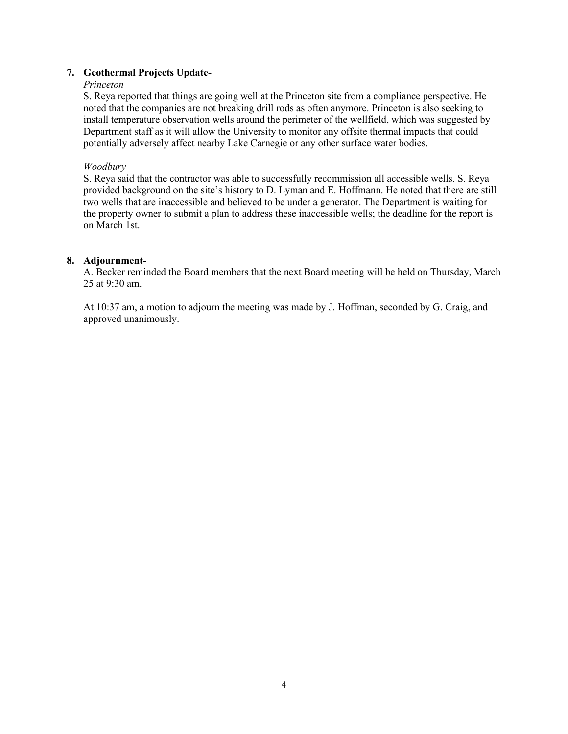7. **Geothermal Projects Update-**

   *Princeton*

   S. Reya reported that things are going well at the Princeton site from a compliance perspective. He noted that the companies are not breaking drill rods as often anymore. Princeton is also seeking to install temperature observation wells around the perimeter of the wellfield, which was suggested by Department staff as it will allow the University to monitor any offsite thermal impacts that could potentially adversely affect nearby Lake Carnegie or any other surface water bodies.

   *Woodbury*

   S. Reya said that the contractor was able to successfully recommission all accessible wells. S. Reya provided background on the site's history to D. Lyman and E. Hoffmann. He noted that there are still two wells that are inaccessible and believed to be under a generator. The Department is waiting for the property owner to submit a plan to address these inaccessible wells; the deadline for the report is on March 1st.

8. **Adjournment-**

   A. Becker reminded the Board members that the next Board meeting will be held on Thursday, March 25 at 9:30 am.

   At 10:37 am, a motion to adjourn the meeting was made by J. Hoffman, seconded by G. Craig, and approved unanimously.